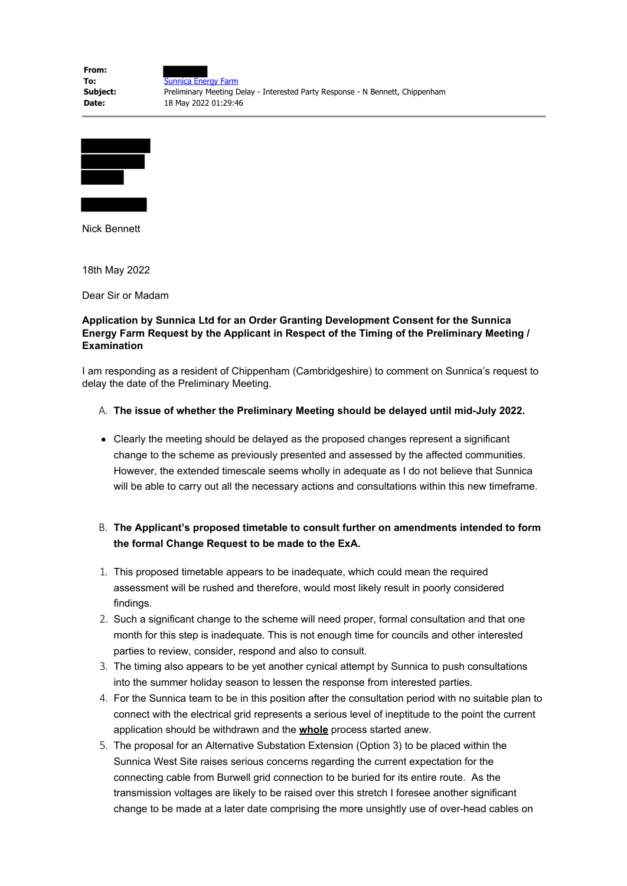**From:**  
**To:** Sunnica Energy Farm  
**Subject:** Preliminary Meeting Delay - Interested Party Response - N Bennett, Chippenham  
**Date:** 18 May 2022 01:29:46

Nick Bennett

18th May 2022

Dear Sir or Madam

**Application by Sunnica Ltd for an Order Granting Development Consent for the Sunnica Energy Farm Request by the Applicant in Respect of the Timing of the Preliminary Meeting / Examination**

I am responding as a resident of Chippenham (Cambridgeshire) to comment on Sunnica's request to delay the date of the Preliminary Meeting.

A. **The issue of whether the Preliminary Meeting should be delayed until mid-July 2022.**

- Clearly the meeting should be delayed as the proposed changes represent a significant change to the scheme as previously presented and assessed by the affected communities. However, the extended timescale seems wholly in adequate as I do not believe that Sunnica will be able to carry out all the necessary actions and consultations within this new timeframe.

B. **The Applicant's proposed timetable to consult further on amendments intended to form the formal Change Request to be made to the ExA.**

1. This proposed timetable appears to be inadequate, which could mean the required assessment will be rushed and therefore, would most likely result in poorly considered findings.
2. Such a significant change to the scheme will need proper, formal consultation and that one month for this step is inadequate. This is not enough time for councils and other interested parties to review, consider, respond and also to consult.
3. The timing also appears to be yet another cynical attempt by Sunnica to push consultations into the summer holiday season to lessen the response from interested parties.
4. For the Sunnica team to be in this position after the consultation period with no suitable plan to connect with the electrical grid represents a serious level of ineptitude to the point the current application should be withdrawn and the <u>**whole**</u> process started anew.
5. The proposal for an Alternative Substation Extension (Option 3) to be placed within the Sunnica West Site raises serious concerns regarding the current expectation for the connecting cable from Burwell grid connection to be buried for its entire route. As the transmission voltages are likely to be raised over this stretch I foresee another significant change to be made at a later date comprising the more unsightly use of over-head cables on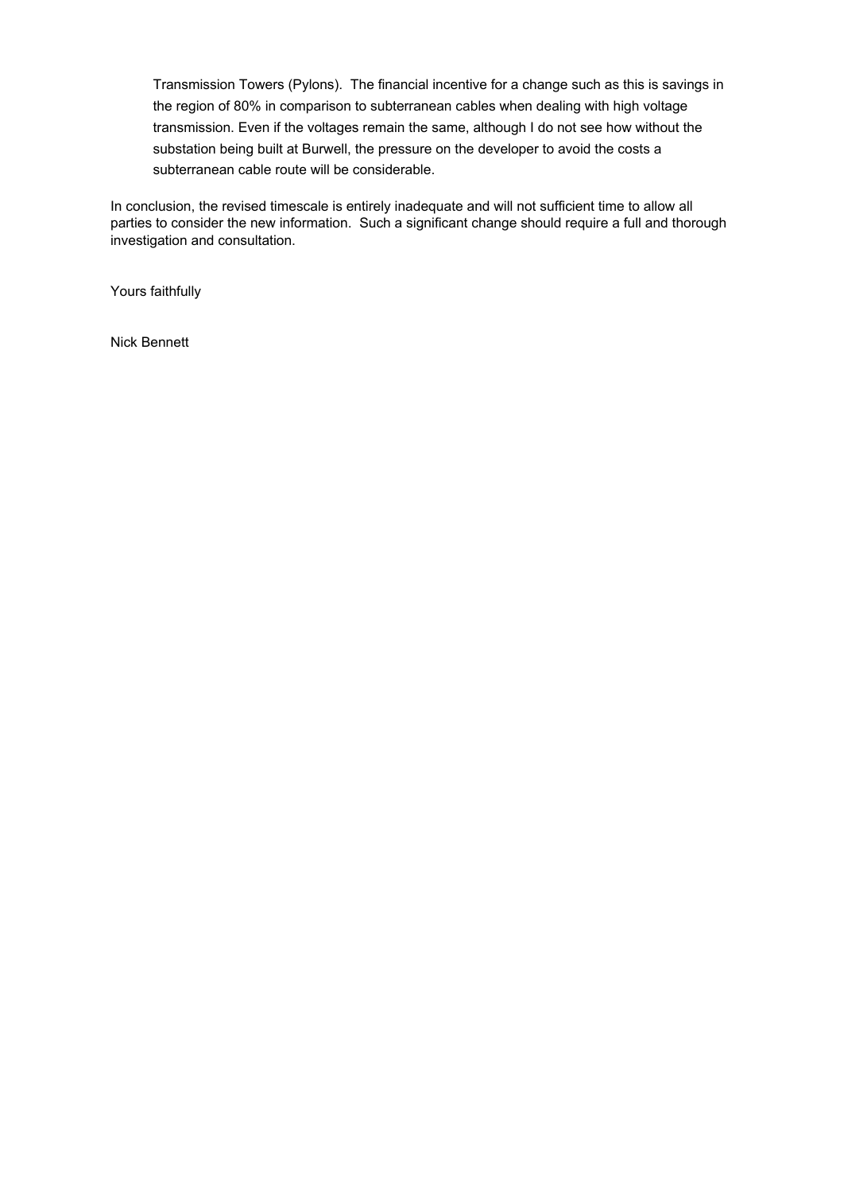Transmission Towers (Pylons). The financial incentive for a change such as this is savings in the region of 80% in comparison to subterranean cables when dealing with high voltage transmission. Even if the voltages remain the same, although I do not see how without the substation being built at Burwell, the pressure on the developer to avoid the costs a subterranean cable route will be considerable.

In conclusion, the revised timescale is entirely inadequate and will not sufficient time to allow all parties to consider the new information. Such a significant change should require a full and thorough investigation and consultation.

Yours faithfully

Nick Bennett